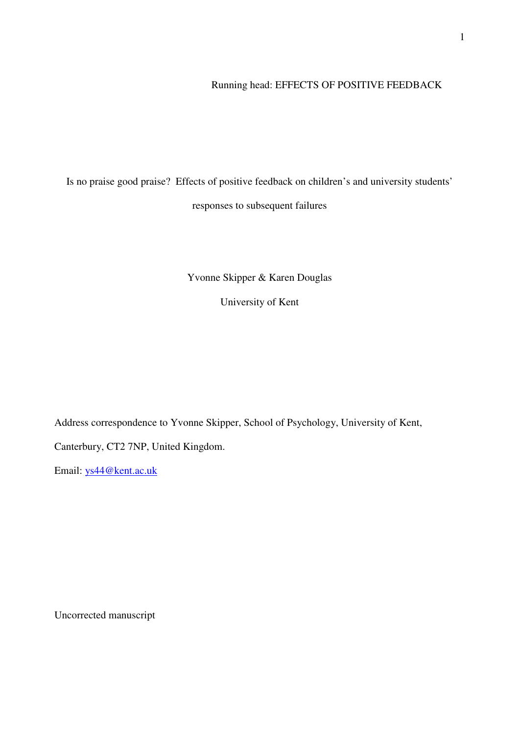Running head: EFFECTS OF POSITIVE FEEDBACK

# Is no praise good praise? Effects of positive feedback on children's and university students' responses to subsequent failures

Yvonne Skipper & Karen Douglas

University of Kent

Address correspondence to Yvonne Skipper, School of Psychology, University of Kent, Canterbury, CT2 7NP, United Kingdom.

Email: ys44@kent.ac.uk

Uncorrected manuscript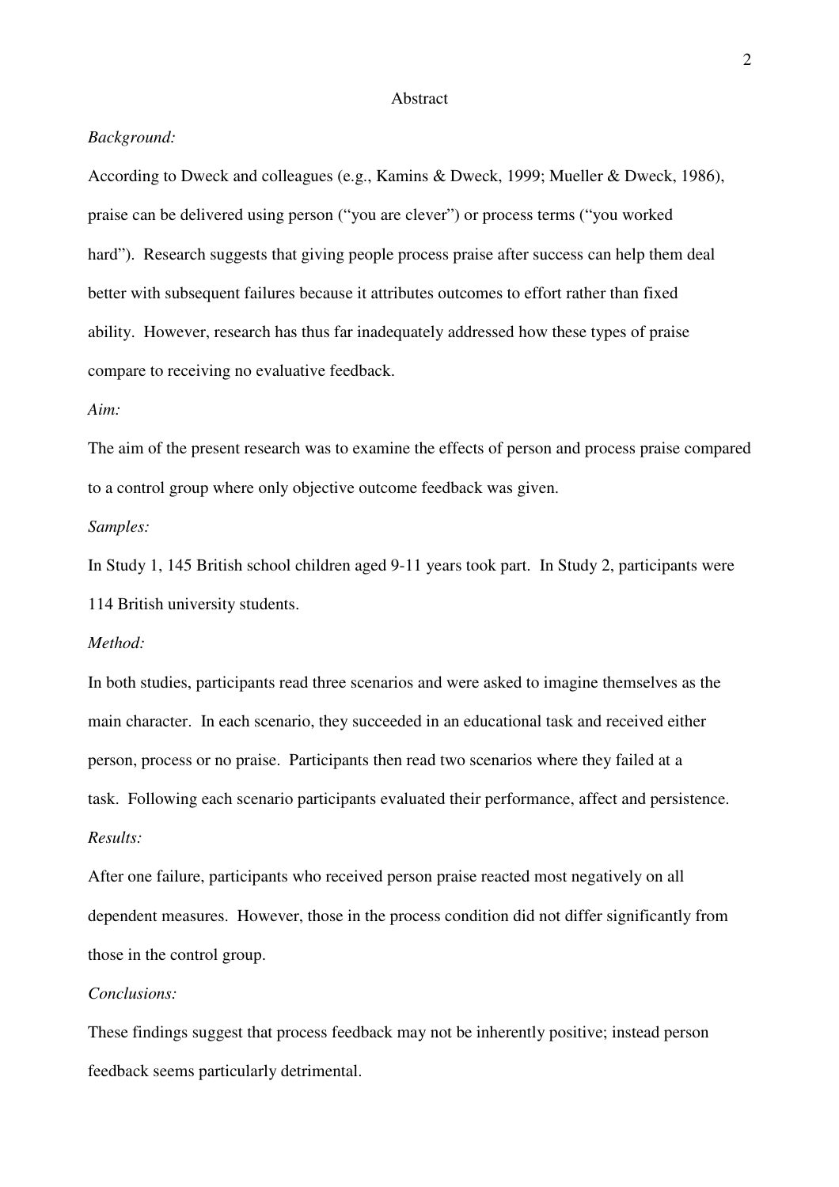## Abstract

*Background:*

According to Dweck and colleagues (e.g., Kamins & Dweck, 1999; Mueller & Dweck, 1986), praise can be delivered using person ("you are clever") or process terms ("you worked hard"). Research suggests that giving people process praise after success can help them deal better with subsequent failures because it attributes outcomes to effort rather than fixed ability. However, research has thus far inadequately addressed how these types of praise compare to receiving no evaluative feedback.

*Aim:*

The aim of the present research was to examine the effects of person and process praise compared to a control group where only objective outcome feedback was given.

*Samples:*

In Study 1, 145 British school children aged 9-11 years took part. In Study 2, participants were 114 British university students.

*Method:*

In both studies, participants read three scenarios and were asked to imagine themselves as the main character. In each scenario, they succeeded in an educational task and received either person, process or no praise. Participants then read two scenarios where they failed at a task. Following each scenario participants evaluated their performance, affect and persistence.

*Results:*

After one failure, participants who received person praise reacted most negatively on all dependent measures. However, those in the process condition did not differ significantly from those in the control group.

*Conclusions:*

These findings suggest that process feedback may not be inherently positive; instead person feedback seems particularly detrimental.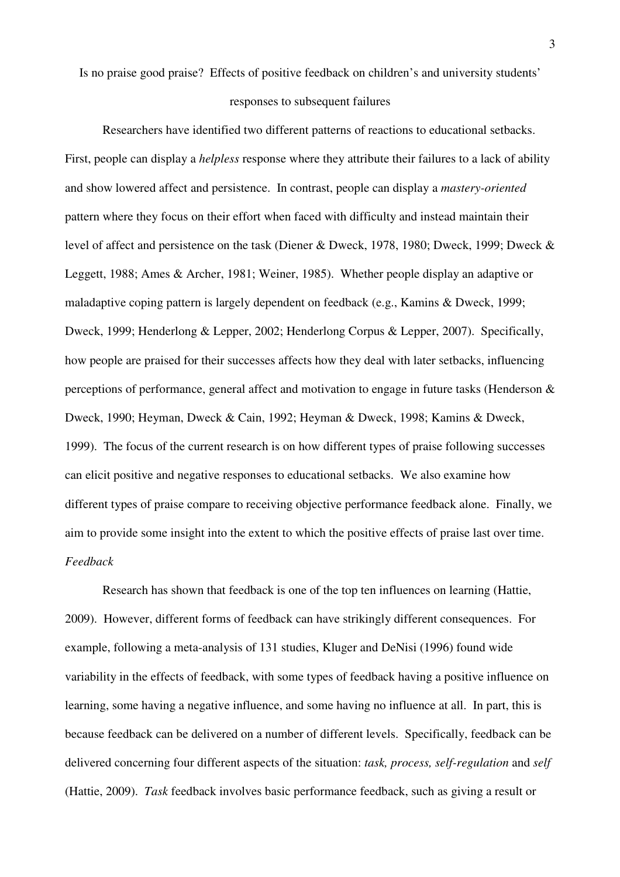# Is no praise good praise? Effects of positive feedback on children's and university students' responses to subsequent failures

Researchers have identified two different patterns of reactions to educational setbacks. First, people can display a *helpless* response where they attribute their failures to a lack of ability and show lowered affect and persistence. In contrast, people can display a *mastery-oriented* pattern where they focus on their effort when faced with difficulty and instead maintain their level of affect and persistence on the task (Diener & Dweck, 1978, 1980; Dweck, 1999; Dweck & Leggett, 1988; Ames & Archer, 1981; Weiner, 1985). Whether people display an adaptive or maladaptive coping pattern is largely dependent on feedback (e.g., Kamins & Dweck, 1999; Dweck, 1999; Henderlong & Lepper, 2002; Henderlong Corpus & Lepper, 2007). Specifically, how people are praised for their successes affects how they deal with later setbacks, influencing perceptions of performance, general affect and motivation to engage in future tasks (Henderson & Dweck, 1990; Heyman, Dweck & Cain, 1992; Heyman & Dweck, 1998; Kamins & Dweck, 1999). The focus of the current research is on how different types of praise following successes can elicit positive and negative responses to educational setbacks. We also examine how different types of praise compare to receiving objective performance feedback alone. Finally, we aim to provide some insight into the extent to which the positive effects of praise last over time.

*Feedback*

Research has shown that feedback is one of the top ten influences on learning (Hattie, 2009). However, different forms of feedback can have strikingly different consequences. For example, following a meta-analysis of 131 studies, Kluger and DeNisi (1996) found wide variability in the effects of feedback, with some types of feedback having a positive influence on learning, some having a negative influence, and some having no influence at all. In part, this is because feedback can be delivered on a number of different levels. Specifically, feedback can be delivered concerning four different aspects of the situation: *task, process, self-regulation* and *self* (Hattie, 2009). *Task* feedback involves basic performance feedback, such as giving a result or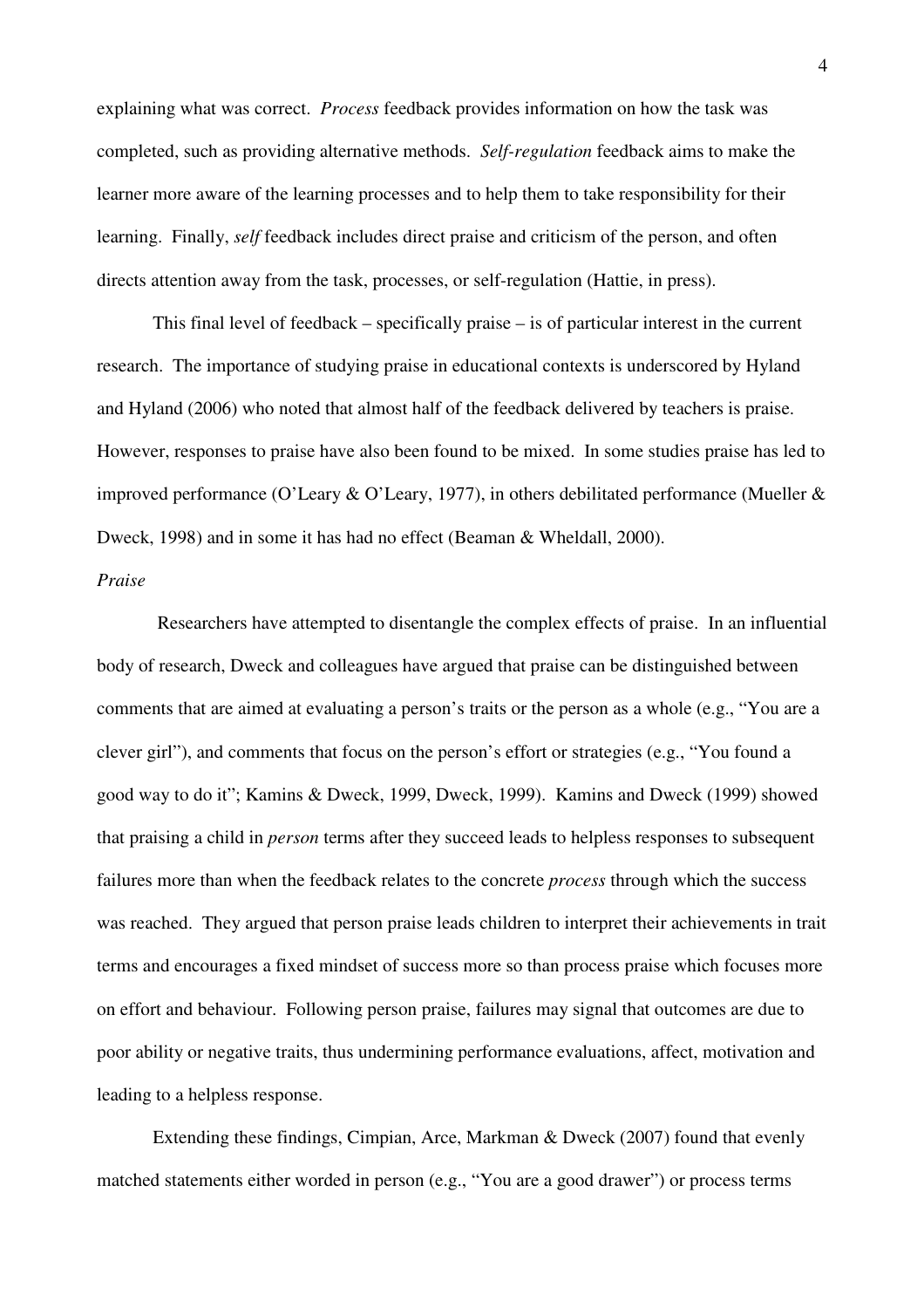explaining what was correct. *Process* feedback provides information on how the task was completed, such as providing alternative methods. *Self-regulation* feedback aims to make the learner more aware of the learning processes and to help them to take responsibility for their learning. Finally, *self* feedback includes direct praise and criticism of the person, and often directs attention away from the task, processes, or self-regulation (Hattie, in press).

This final level of feedback – specifically praise – is of particular interest in the current research. The importance of studying praise in educational contexts is underscored by Hyland and Hyland (2006) who noted that almost half of the feedback delivered by teachers is praise. However, responses to praise have also been found to be mixed. In some studies praise has led to improved performance (O'Leary & O'Leary, 1977), in others debilitated performance (Mueller & Dweck, 1998) and in some it has had no effect (Beaman & Wheldall, 2000).

*Praise*

Researchers have attempted to disentangle the complex effects of praise. In an influential body of research, Dweck and colleagues have argued that praise can be distinguished between comments that are aimed at evaluating a person's traits or the person as a whole (e.g., "You are a clever girl"), and comments that focus on the person's effort or strategies (e.g., "You found a good way to do it"; Kamins & Dweck, 1999, Dweck, 1999). Kamins and Dweck (1999) showed that praising a child in *person* terms after they succeed leads to helpless responses to subsequent failures more than when the feedback relates to the concrete *process* through which the success was reached. They argued that person praise leads children to interpret their achievements in trait terms and encourages a fixed mindset of success more so than process praise which focuses more on effort and behaviour. Following person praise, failures may signal that outcomes are due to poor ability or negative traits, thus undermining performance evaluations, affect, motivation and leading to a helpless response.

Extending these findings, Cimpian, Arce, Markman & Dweck (2007) found that evenly matched statements either worded in person (e.g., "You are a good drawer") or process terms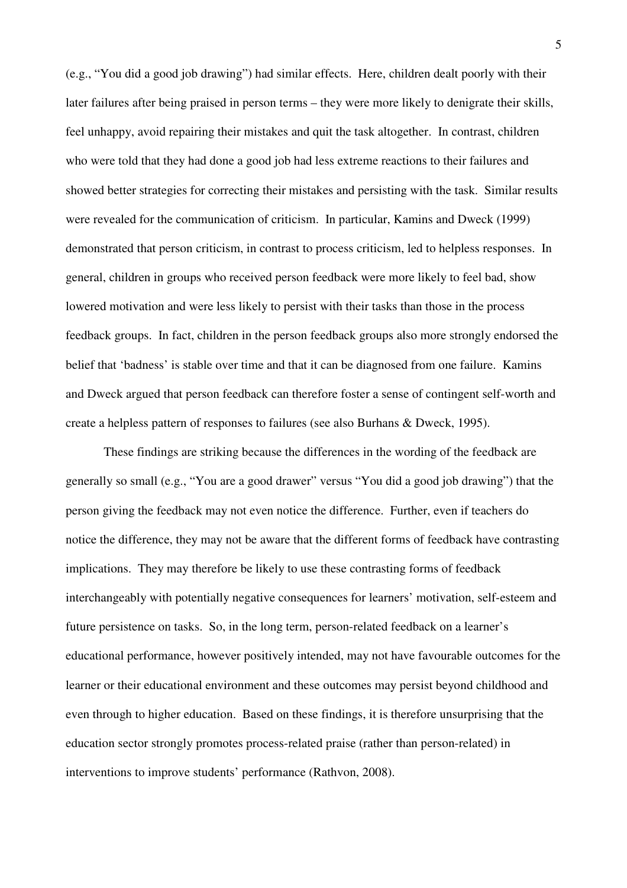(e.g., "You did a good job drawing") had similar effects. Here, children dealt poorly with their later failures after being praised in person terms – they were more likely to denigrate their skills, feel unhappy, avoid repairing their mistakes and quit the task altogether. In contrast, children who were told that they had done a good job had less extreme reactions to their failures and showed better strategies for correcting their mistakes and persisting with the task. Similar results were revealed for the communication of criticism. In particular, Kamins and Dweck (1999) demonstrated that person criticism, in contrast to process criticism, led to helpless responses. In general, children in groups who received person feedback were more likely to feel bad, show lowered motivation and were less likely to persist with their tasks than those in the process feedback groups. In fact, children in the person feedback groups also more strongly endorsed the belief that 'badness' is stable over time and that it can be diagnosed from one failure. Kamins and Dweck argued that person feedback can therefore foster a sense of contingent self-worth and create a helpless pattern of responses to failures (see also Burhans & Dweck, 1995).

These findings are striking because the differences in the wording of the feedback are generally so small (e.g., "You are a good drawer" versus "You did a good job drawing") that the person giving the feedback may not even notice the difference. Further, even if teachers do notice the difference, they may not be aware that the different forms of feedback have contrasting implications. They may therefore be likely to use these contrasting forms of feedback interchangeably with potentially negative consequences for learners' motivation, self-esteem and future persistence on tasks. So, in the long term, person-related feedback on a learner's educational performance, however positively intended, may not have favourable outcomes for the learner or their educational environment and these outcomes may persist beyond childhood and even through to higher education. Based on these findings, it is therefore unsurprising that the education sector strongly promotes process-related praise (rather than person-related) in interventions to improve students' performance (Rathvon, 2008).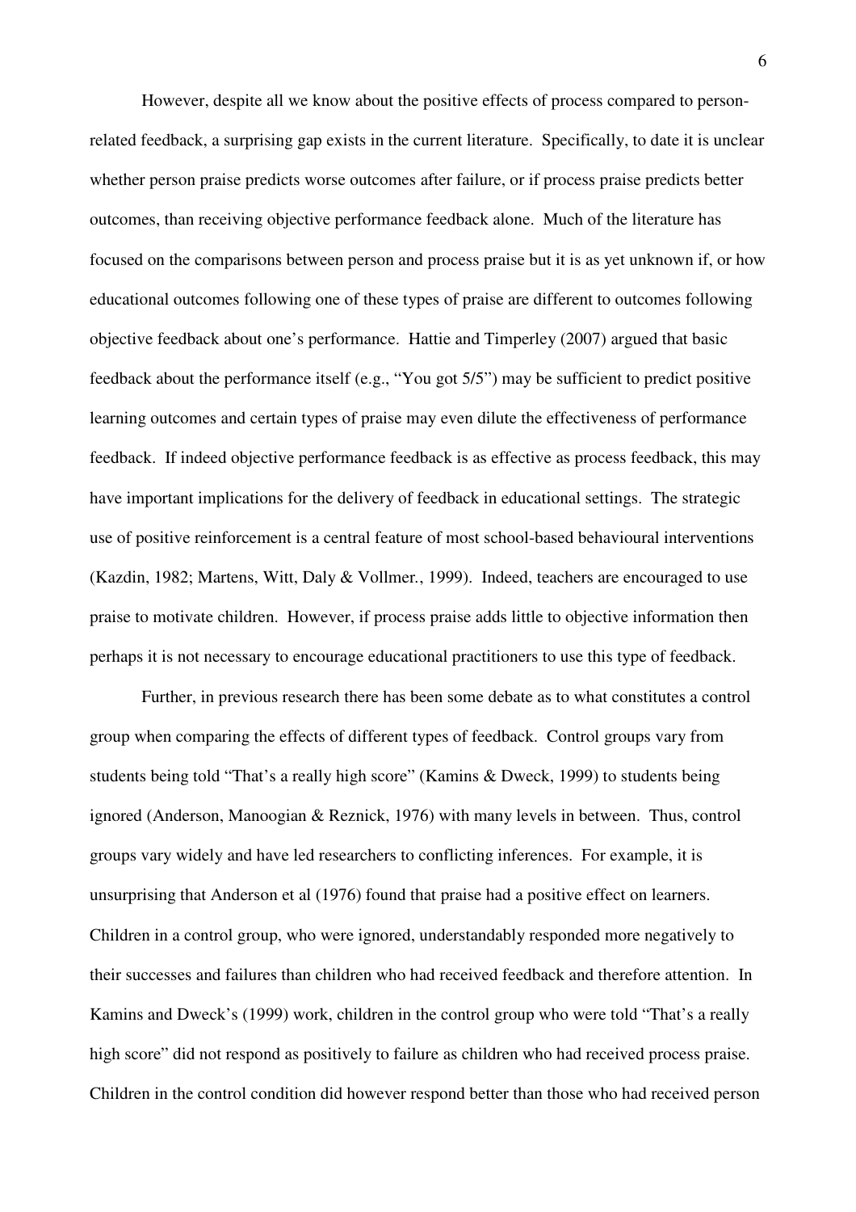However, despite all we know about the positive effects of process compared to person-related feedback, a surprising gap exists in the current literature. Specifically, to date it is unclear whether person praise predicts worse outcomes after failure, or if process praise predicts better outcomes, than receiving objective performance feedback alone. Much of the literature has focused on the comparisons between person and process praise but it is as yet unknown if, or how educational outcomes following one of these types of praise are different to outcomes following objective feedback about one's performance. Hattie and Timperley (2007) argued that basic feedback about the performance itself (e.g., "You got 5/5") may be sufficient to predict positive learning outcomes and certain types of praise may even dilute the effectiveness of performance feedback. If indeed objective performance feedback is as effective as process feedback, this may have important implications for the delivery of feedback in educational settings. The strategic use of positive reinforcement is a central feature of most school-based behavioural interventions (Kazdin, 1982; Martens, Witt, Daly & Vollmer., 1999). Indeed, teachers are encouraged to use praise to motivate children. However, if process praise adds little to objective information then perhaps it is not necessary to encourage educational practitioners to use this type of feedback.

Further, in previous research there has been some debate as to what constitutes a control group when comparing the effects of different types of feedback. Control groups vary from students being told "That's a really high score" (Kamins & Dweck, 1999) to students being ignored (Anderson, Manoogian & Reznick, 1976) with many levels in between. Thus, control groups vary widely and have led researchers to conflicting inferences. For example, it is unsurprising that Anderson et al (1976) found that praise had a positive effect on learners. Children in a control group, who were ignored, understandably responded more negatively to their successes and failures than children who had received feedback and therefore attention. In Kamins and Dweck's (1999) work, children in the control group who were told "That's a really high score" did not respond as positively to failure as children who had received process praise. Children in the control condition did however respond better than those who had received person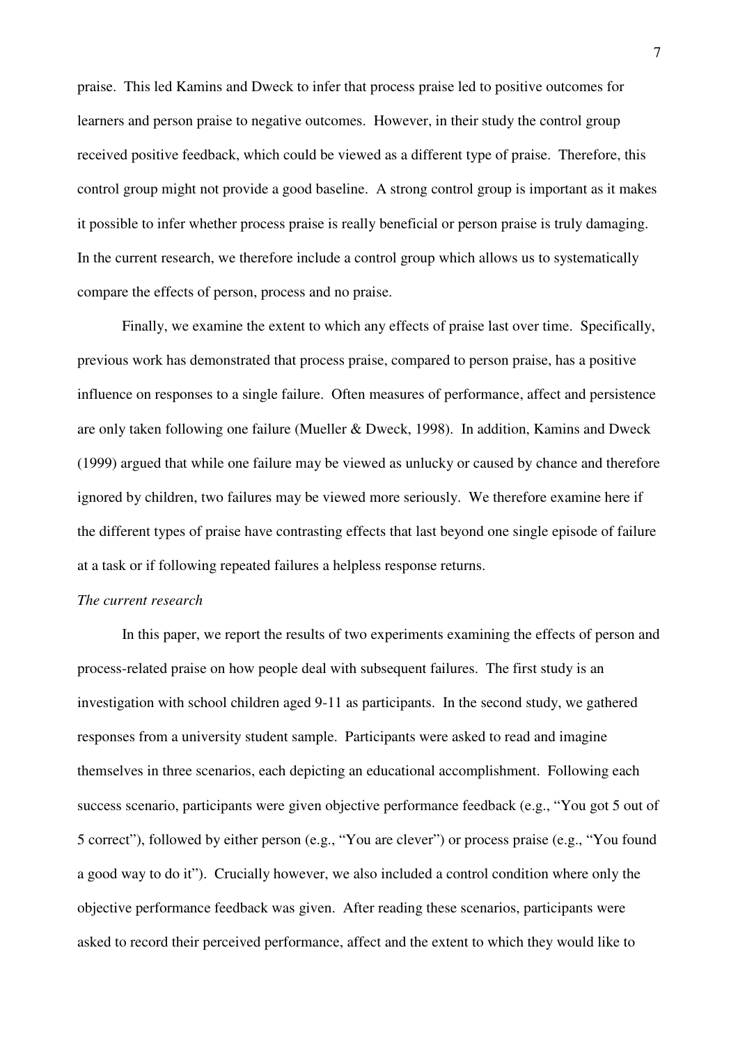praise. This led Kamins and Dweck to infer that process praise led to positive outcomes for learners and person praise to negative outcomes. However, in their study the control group received positive feedback, which could be viewed as a different type of praise. Therefore, this control group might not provide a good baseline. A strong control group is important as it makes it possible to infer whether process praise is really beneficial or person praise is truly damaging. In the current research, we therefore include a control group which allows us to systematically compare the effects of person, process and no praise.

Finally, we examine the extent to which any effects of praise last over time. Specifically, previous work has demonstrated that process praise, compared to person praise, has a positive influence on responses to a single failure. Often measures of performance, affect and persistence are only taken following one failure (Mueller & Dweck, 1998). In addition, Kamins and Dweck (1999) argued that while one failure may be viewed as unlucky or caused by chance and therefore ignored by children, two failures may be viewed more seriously. We therefore examine here if the different types of praise have contrasting effects that last beyond one single episode of failure at a task or if following repeated failures a helpless response returns.

*The current research*

In this paper, we report the results of two experiments examining the effects of person and process-related praise on how people deal with subsequent failures. The first study is an investigation with school children aged 9-11 as participants. In the second study, we gathered responses from a university student sample. Participants were asked to read and imagine themselves in three scenarios, each depicting an educational accomplishment. Following each success scenario, participants were given objective performance feedback (e.g., "You got 5 out of 5 correct"), followed by either person (e.g., "You are clever") or process praise (e.g., "You found a good way to do it"). Crucially however, we also included a control condition where only the objective performance feedback was given. After reading these scenarios, participants were asked to record their perceived performance, affect and the extent to which they would like to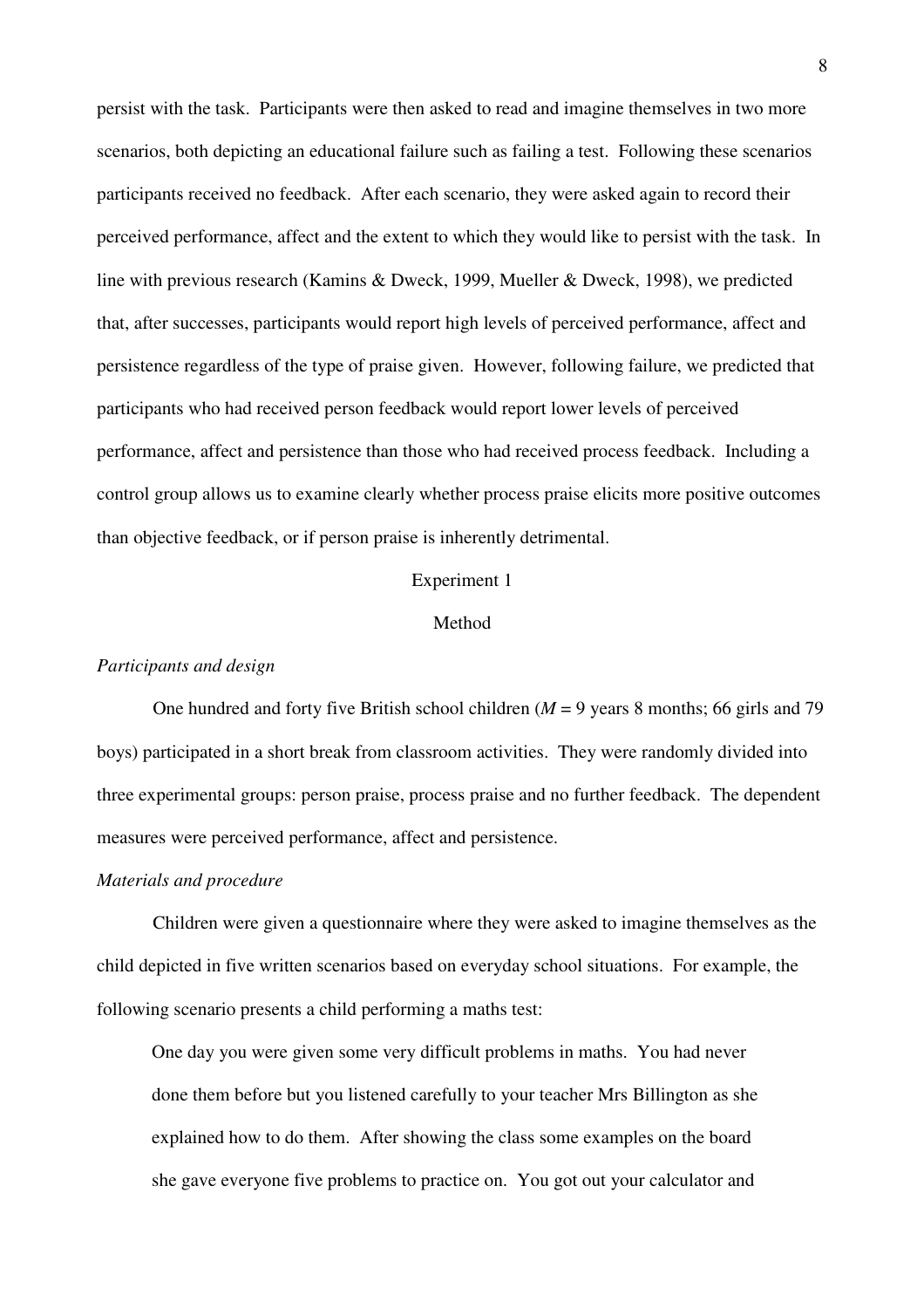persist with the task. Participants were then asked to read and imagine themselves in two more scenarios, both depicting an educational failure such as failing a test. Following these scenarios participants received no feedback. After each scenario, they were asked again to record their perceived performance, affect and the extent to which they would like to persist with the task. In line with previous research (Kamins & Dweck, 1999, Mueller & Dweck, 1998), we predicted that, after successes, participants would report high levels of perceived performance, affect and persistence regardless of the type of praise given. However, following failure, we predicted that participants who had received person feedback would report lower levels of perceived performance, affect and persistence than those who had received process feedback. Including a control group allows us to examine clearly whether process praise elicits more positive outcomes than objective feedback, or if person praise is inherently detrimental.

## Experiment 1

### Method

*Participants and design*

One hundred and forty five British school children (*M* = 9 years 8 months; 66 girls and 79 boys) participated in a short break from classroom activities. They were randomly divided into three experimental groups: person praise, process praise and no further feedback. The dependent measures were perceived performance, affect and persistence.

*Materials and procedure*

Children were given a questionnaire where they were asked to imagine themselves as the child depicted in five written scenarios based on everyday school situations. For example, the following scenario presents a child performing a maths test:

> One day you were given some very difficult problems in maths. You had never done them before but you listened carefully to your teacher Mrs Billington as she explained how to do them. After showing the class some examples on the board she gave everyone five problems to practice on. You got out your calculator and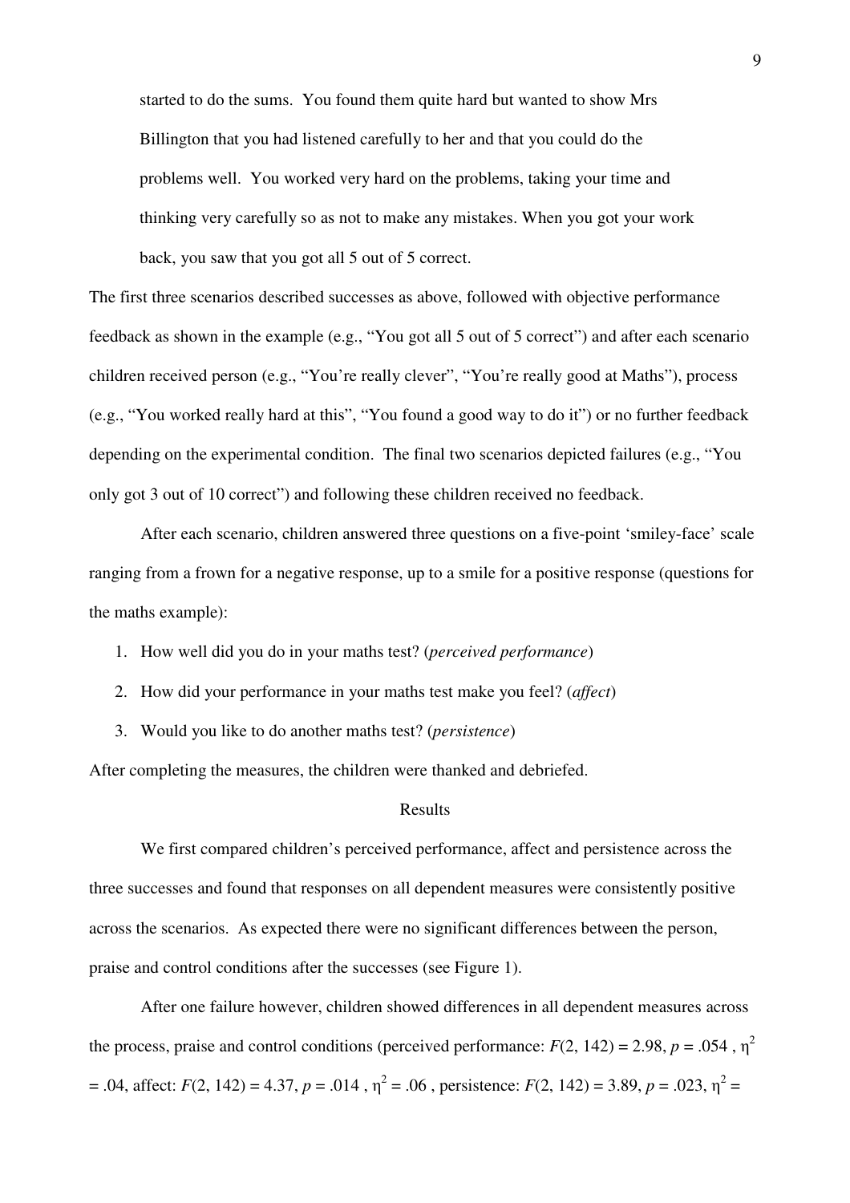> started to do the sums. You found them quite hard but wanted to show Mrs Billington that you had listened carefully to her and that you could do the problems well. You worked very hard on the problems, taking your time and thinking very carefully so as not to make any mistakes. When you got your work back, you saw that you got all 5 out of 5 correct.

The first three scenarios described successes as above, followed with objective performance feedback as shown in the example (e.g., "You got all 5 out of 5 correct") and after each scenario children received person (e.g., "You're really clever", "You're really good at Maths"), process (e.g., "You worked really hard at this", "You found a good way to do it") or no further feedback depending on the experimental condition. The final two scenarios depicted failures (e.g., "You only got 3 out of 10 correct") and following these children received no feedback.

After each scenario, children answered three questions on a five-point 'smiley-face' scale ranging from a frown for a negative response, up to a smile for a positive response (questions for the maths example):

1. How well did you do in your maths test? (*perceived performance*)
2. How did your performance in your maths test make you feel? (*affect*)
3. Would you like to do another maths test? (*persistence*)

After completing the measures, the children were thanked and debriefed.

## Results

We first compared children's perceived performance, affect and persistence across the three successes and found that responses on all dependent measures were consistently positive across the scenarios. As expected there were no significant differences between the person, praise and control conditions after the successes (see Figure 1).

After one failure however, children showed differences in all dependent measures across the process, praise and control conditions (perceived performance: $F(2, 142) = 2.98$, $p = .054$ , $\eta^2 = .04$, affect: $F(2, 142) = 4.37$, $p = .014$ , $\eta^2 = .06$ , persistence: $F(2, 142) = 3.89$, $p = .023$, $\eta^2 =$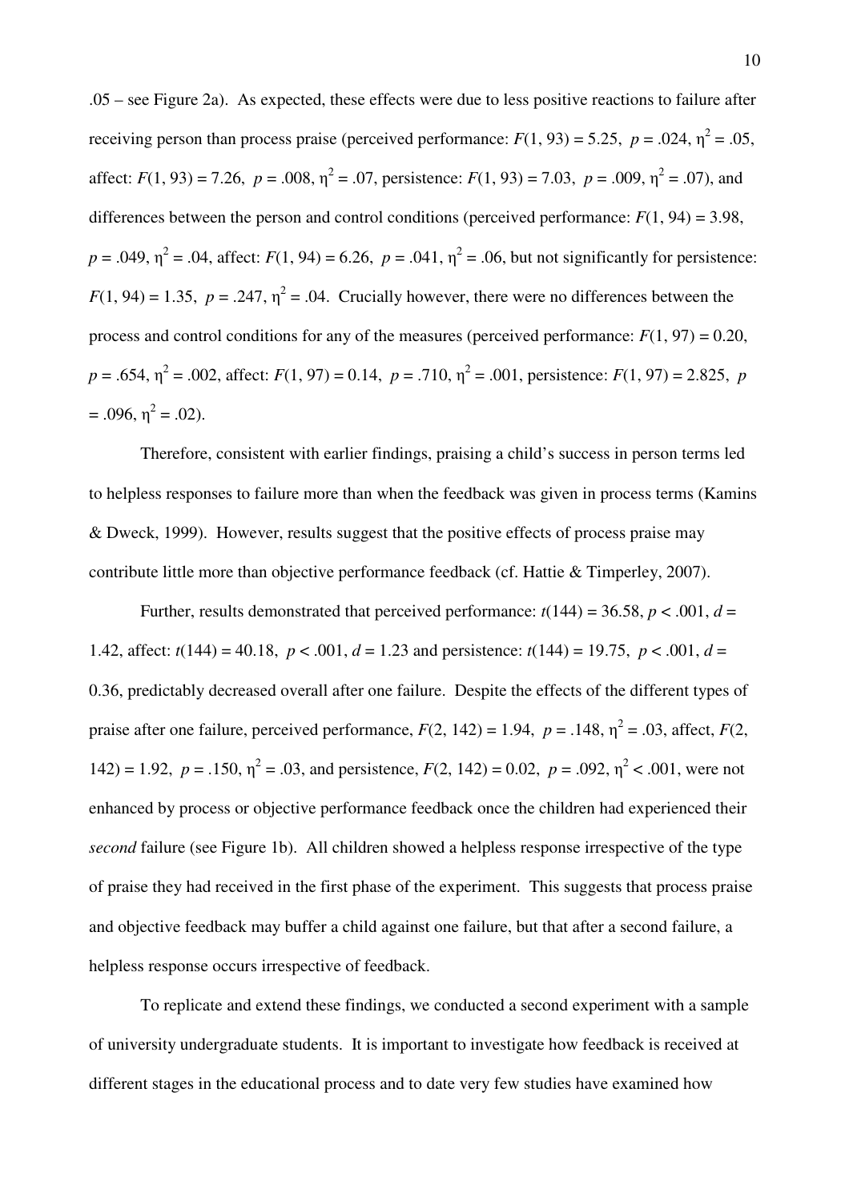.05 – see Figure 2a). As expected, these effects were due to less positive reactions to failure after receiving person than process praise (perceived performance: $F(1, 93) = 5.25$, $p = .024$, $\eta^2 = .05$, affect: $F(1, 93) = 7.26$, $p = .008$, $\eta^2 = .07$, persistence: $F(1, 93) = 7.03$, $p = .009$, $\eta^2 = .07$), and differences between the person and control conditions (perceived performance: $F(1, 94) = 3.98$, $p = .049$, $\eta^2 = .04$, affect: $F(1, 94) = 6.26$, $p = .041$, $\eta^2 = .06$, but not significantly for persistence: $F(1, 94) = 1.35$, $p = .247$, $\eta^2 = .04$. Crucially however, there were no differences between the process and control conditions for any of the measures (perceived performance: $F(1, 97) = 0.20$, $p = .654$, $\eta^2 = .002$, affect: $F(1, 97) = 0.14$, $p = .710$, $\eta^2 = .001$, persistence: $F(1, 97) = 2.825$, $p = .096$, $\eta^2 = .02$).

Therefore, consistent with earlier findings, praising a child's success in person terms led to helpless responses to failure more than when the feedback was given in process terms (Kamins & Dweck, 1999). However, results suggest that the positive effects of process praise may contribute little more than objective performance feedback (cf. Hattie & Timperley, 2007).

Further, results demonstrated that perceived performance: $t(144) = 36.58$, $p < .001$, $d = 1.42$, affect: $t(144) = 40.18$, $p < .001$, $d = 1.23$ and persistence: $t(144) = 19.75$, $p < .001$, $d = 0.36$, predictably decreased overall after one failure. Despite the effects of the different types of praise after one failure, perceived performance, $F(2, 142) = 1.94$, $p = .148$, $\eta^2 = .03$, affect, $F(2, 142) = 1.92$, $p = .150$, $\eta^2 = .03$, and persistence, $F(2, 142) = 0.02$, $p = .092$, $\eta^2 < .001$, were not enhanced by process or objective performance feedback once the children had experienced their *second* failure (see Figure 1b). All children showed a helpless response irrespective of the type of praise they had received in the first phase of the experiment. This suggests that process praise and objective feedback may buffer a child against one failure, but that after a second failure, a helpless response occurs irrespective of feedback.

To replicate and extend these findings, we conducted a second experiment with a sample of university undergraduate students. It is important to investigate how feedback is received at different stages in the educational process and to date very few studies have examined how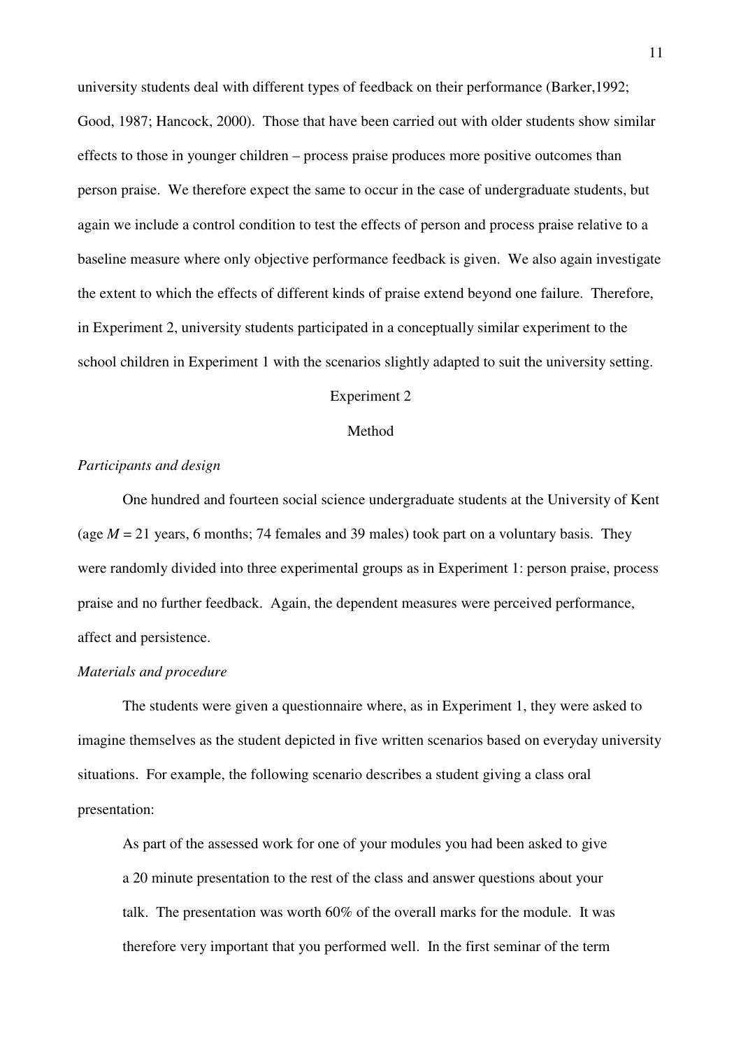university students deal with different types of feedback on their performance (Barker,1992; Good, 1987; Hancock, 2000). Those that have been carried out with older students show similar effects to those in younger children – process praise produces more positive outcomes than person praise. We therefore expect the same to occur in the case of undergraduate students, but again we include a control condition to test the effects of person and process praise relative to a baseline measure where only objective performance feedback is given. We also again investigate the extent to which the effects of different kinds of praise extend beyond one failure. Therefore, in Experiment 2, university students participated in a conceptually similar experiment to the school children in Experiment 1 with the scenarios slightly adapted to suit the university setting.

## Experiment 2

### Method

*Participants and design*

One hundred and fourteen social science undergraduate students at the University of Kent (age $M$ = 21 years, 6 months; 74 females and 39 males) took part on a voluntary basis. They were randomly divided into three experimental groups as in Experiment 1: person praise, process praise and no further feedback. Again, the dependent measures were perceived performance, affect and persistence.

*Materials and procedure*

The students were given a questionnaire where, as in Experiment 1, they were asked to imagine themselves as the student depicted in five written scenarios based on everyday university situations. For example, the following scenario describes a student giving a class oral presentation:

> As part of the assessed work for one of your modules you had been asked to give a 20 minute presentation to the rest of the class and answer questions about your talk. The presentation was worth 60% of the overall marks for the module. It was therefore very important that you performed well. In the first seminar of the term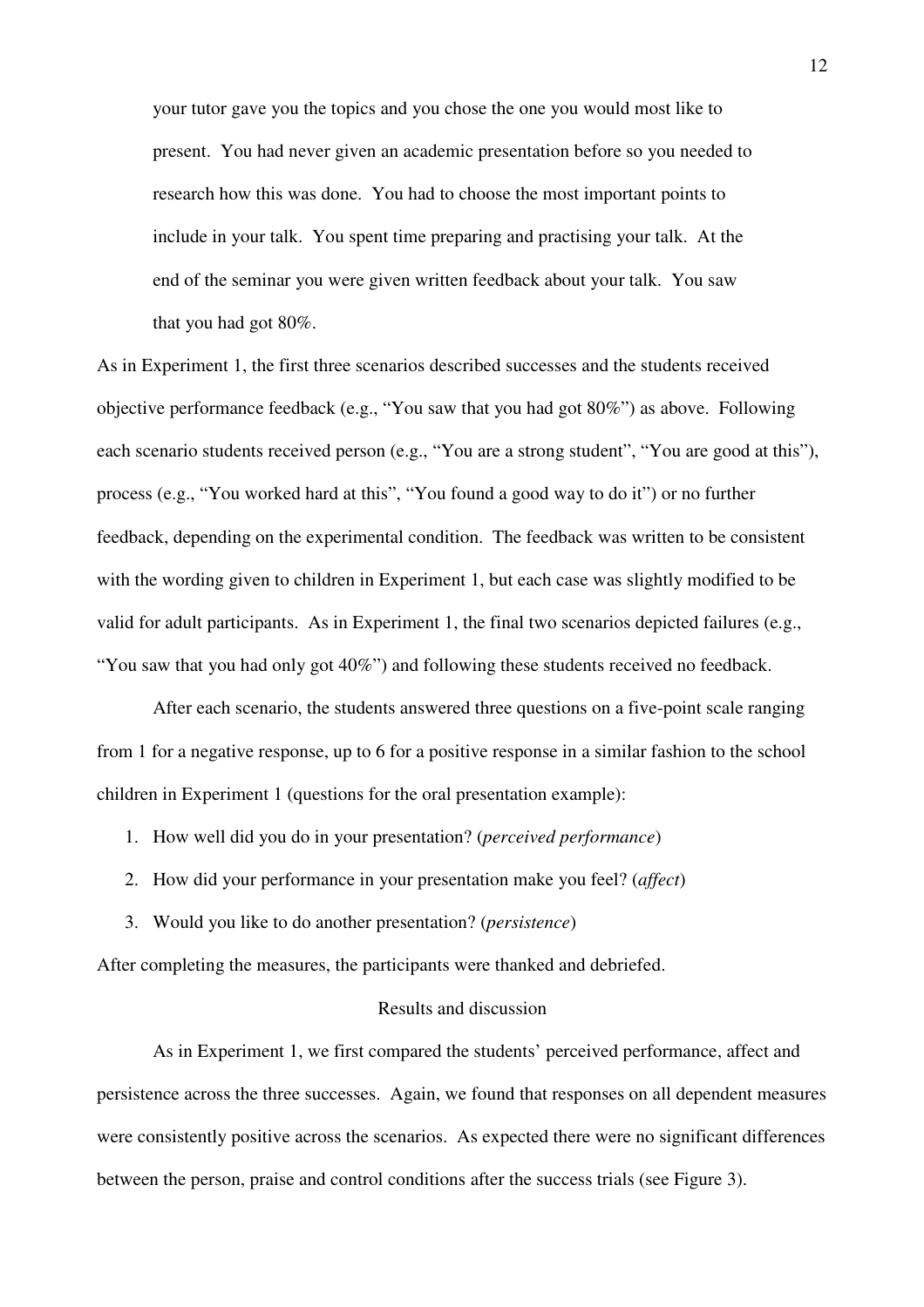your tutor gave you the topics and you chose the one you would most like to present. You had never given an academic presentation before so you needed to research how this was done. You had to choose the most important points to include in your talk. You spent time preparing and practising your talk. At the end of the seminar you were given written feedback about your talk. You saw that you had got 80%.

As in Experiment 1, the first three scenarios described successes and the students received objective performance feedback (e.g., "You saw that you had got 80%") as above. Following each scenario students received person (e.g., "You are a strong student", "You are good at this"), process (e.g., "You worked hard at this", "You found a good way to do it") or no further feedback, depending on the experimental condition. The feedback was written to be consistent with the wording given to children in Experiment 1, but each case was slightly modified to be valid for adult participants. As in Experiment 1, the final two scenarios depicted failures (e.g., "You saw that you had only got 40%") and following these students received no feedback.

After each scenario, the students answered three questions on a five-point scale ranging from 1 for a negative response, up to 6 for a positive response in a similar fashion to the school children in Experiment 1 (questions for the oral presentation example):

1. How well did you do in your presentation? (*perceived performance*)
2. How did your performance in your presentation make you feel? (*affect*)
3. Would you like to do another presentation? (*persistence*)

After completing the measures, the participants were thanked and debriefed.

## Results and discussion

As in Experiment 1, we first compared the students' perceived performance, affect and persistence across the three successes. Again, we found that responses on all dependent measures were consistently positive across the scenarios. As expected there were no significant differences between the person, praise and control conditions after the success trials (see Figure 3).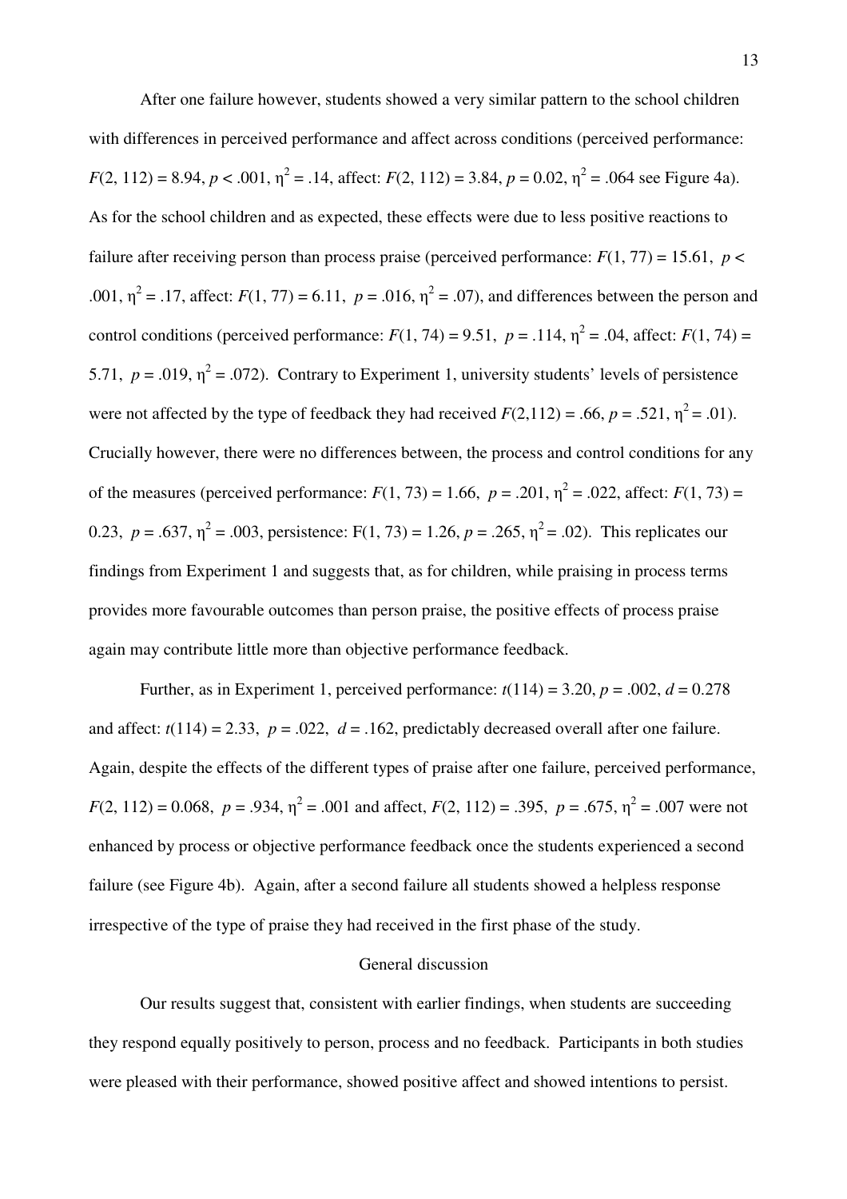After one failure however, students showed a very similar pattern to the school children with differences in perceived performance and affect across conditions (perceived performance: $F(2, 112) = 8.94$, $p < .001$, $\eta^2 = .14$, affect: $F(2, 112) = 3.84$, $p = 0.02$, $\eta^2 = .064$ see Figure 4a). As for the school children and as expected, these effects were due to less positive reactions to failure after receiving person than process praise (perceived performance: $F(1, 77) = 15.61$, $p < .001$, $\eta^2 = .17$, affect: $F(1, 77) = 6.11$, $p = .016$, $\eta^2 = .07$), and differences between the person and control conditions (perceived performance: $F(1, 74) = 9.51$, $p = .114$, $\eta^2 = .04$, affect: $F(1, 74) = 5.71$, $p = .019$, $\eta^2 = .072$). Contrary to Experiment 1, university students' levels of persistence were not affected by the type of feedback they had received $F(2,112) = .66$, $p = .521$, $\eta^2 = .01$). Crucially however, there were no differences between, the process and control conditions for any of the measures (perceived performance: $F(1, 73) = 1.66$, $p = .201$, $\eta^2 = .022$, affect: $F(1, 73) = 0.23$, $p = .637$, $\eta^2 = .003$, persistence: $F(1, 73) = 1.26$, $p = .265$, $\eta^2 = .02$). This replicates our findings from Experiment 1 and suggests that, as for children, while praising in process terms provides more favourable outcomes than person praise, the positive effects of process praise again may contribute little more than objective performance feedback.

Further, as in Experiment 1, perceived performance: $t(114) = 3.20$, $p = .002$, $d = 0.278$ and affect: $t(114) = 2.33$, $p = .022$, $d = .162$, predictably decreased overall after one failure. Again, despite the effects of the different types of praise after one failure, perceived performance, $F(2, 112) = 0.068$, $p = .934$, $\eta^2 = .001$ and affect, $F(2, 112) = .395$, $p = .675$, $\eta^2 = .007$ were not enhanced by process or objective performance feedback once the students experienced a second failure (see Figure 4b). Again, after a second failure all students showed a helpless response irrespective of the type of praise they had received in the first phase of the study.

## General discussion

Our results suggest that, consistent with earlier findings, when students are succeeding they respond equally positively to person, process and no feedback. Participants in both studies were pleased with their performance, showed positive affect and showed intentions to persist.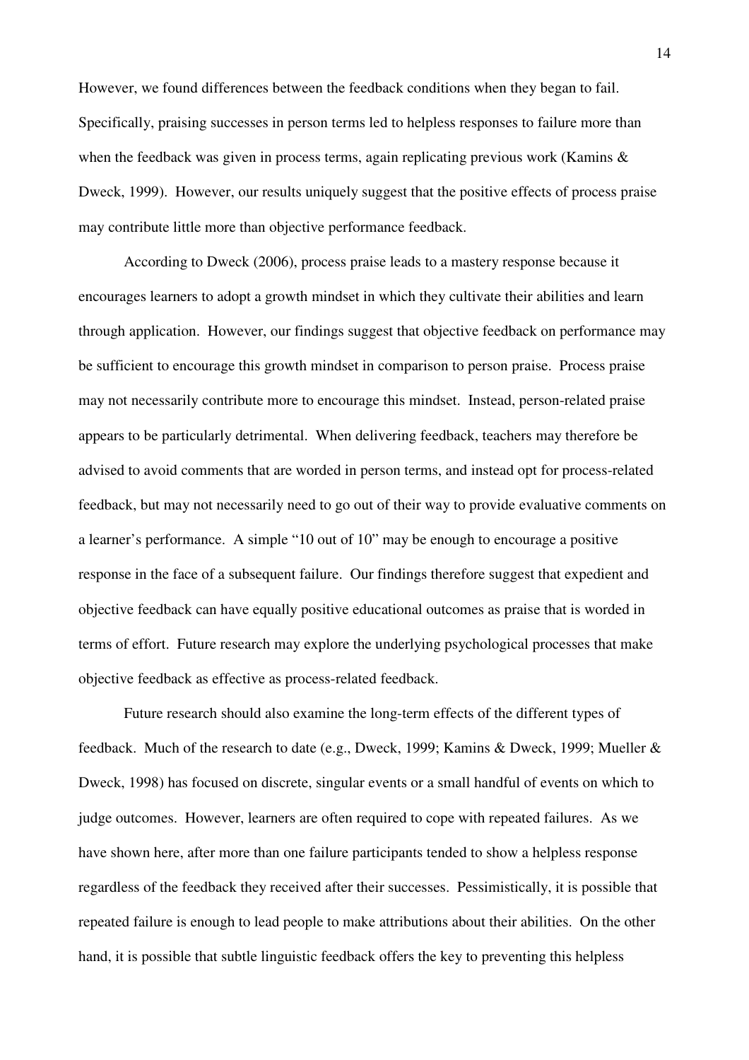However, we found differences between the feedback conditions when they began to fail. Specifically, praising successes in person terms led to helpless responses to failure more than when the feedback was given in process terms, again replicating previous work (Kamins & Dweck, 1999). However, our results uniquely suggest that the positive effects of process praise may contribute little more than objective performance feedback.

According to Dweck (2006), process praise leads to a mastery response because it encourages learners to adopt a growth mindset in which they cultivate their abilities and learn through application. However, our findings suggest that objective feedback on performance may be sufficient to encourage this growth mindset in comparison to person praise. Process praise may not necessarily contribute more to encourage this mindset. Instead, person-related praise appears to be particularly detrimental. When delivering feedback, teachers may therefore be advised to avoid comments that are worded in person terms, and instead opt for process-related feedback, but may not necessarily need to go out of their way to provide evaluative comments on a learner's performance. A simple "10 out of 10" may be enough to encourage a positive response in the face of a subsequent failure. Our findings therefore suggest that expedient and objective feedback can have equally positive educational outcomes as praise that is worded in terms of effort. Future research may explore the underlying psychological processes that make objective feedback as effective as process-related feedback.

Future research should also examine the long-term effects of the different types of feedback. Much of the research to date (e.g., Dweck, 1999; Kamins & Dweck, 1999; Mueller & Dweck, 1998) has focused on discrete, singular events or a small handful of events on which to judge outcomes. However, learners are often required to cope with repeated failures. As we have shown here, after more than one failure participants tended to show a helpless response regardless of the feedback they received after their successes. Pessimistically, it is possible that repeated failure is enough to lead people to make attributions about their abilities. On the other hand, it is possible that subtle linguistic feedback offers the key to preventing this helpless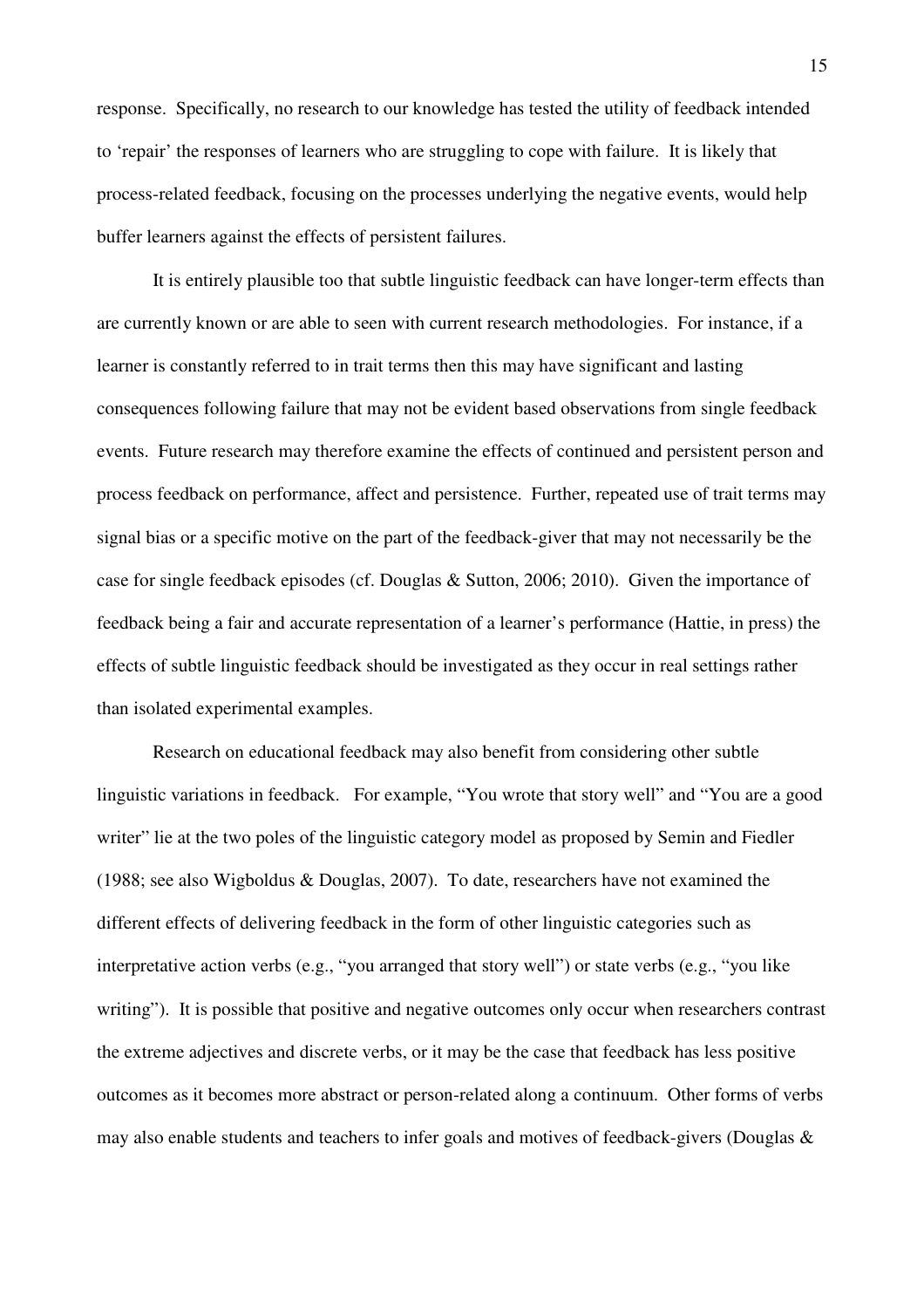response. Specifically, no research to our knowledge has tested the utility of feedback intended to 'repair' the responses of learners who are struggling to cope with failure. It is likely that process-related feedback, focusing on the processes underlying the negative events, would help buffer learners against the effects of persistent failures.

It is entirely plausible too that subtle linguistic feedback can have longer-term effects than are currently known or are able to seen with current research methodologies. For instance, if a learner is constantly referred to in trait terms then this may have significant and lasting consequences following failure that may not be evident based observations from single feedback events. Future research may therefore examine the effects of continued and persistent person and process feedback on performance, affect and persistence. Further, repeated use of trait terms may signal bias or a specific motive on the part of the feedback-giver that may not necessarily be the case for single feedback episodes (cf. Douglas & Sutton, 2006; 2010). Given the importance of feedback being a fair and accurate representation of a learner's performance (Hattie, in press) the effects of subtle linguistic feedback should be investigated as they occur in real settings rather than isolated experimental examples.

Research on educational feedback may also benefit from considering other subtle linguistic variations in feedback. For example, "You wrote that story well" and "You are a good writer" lie at the two poles of the linguistic category model as proposed by Semin and Fiedler (1988; see also Wigboldus & Douglas, 2007). To date, researchers have not examined the different effects of delivering feedback in the form of other linguistic categories such as interpretative action verbs (e.g., "you arranged that story well") or state verbs (e.g., "you like writing"). It is possible that positive and negative outcomes only occur when researchers contrast the extreme adjectives and discrete verbs, or it may be the case that feedback has less positive outcomes as it becomes more abstract or person-related along a continuum. Other forms of verbs may also enable students and teachers to infer goals and motives of feedback-givers (Douglas &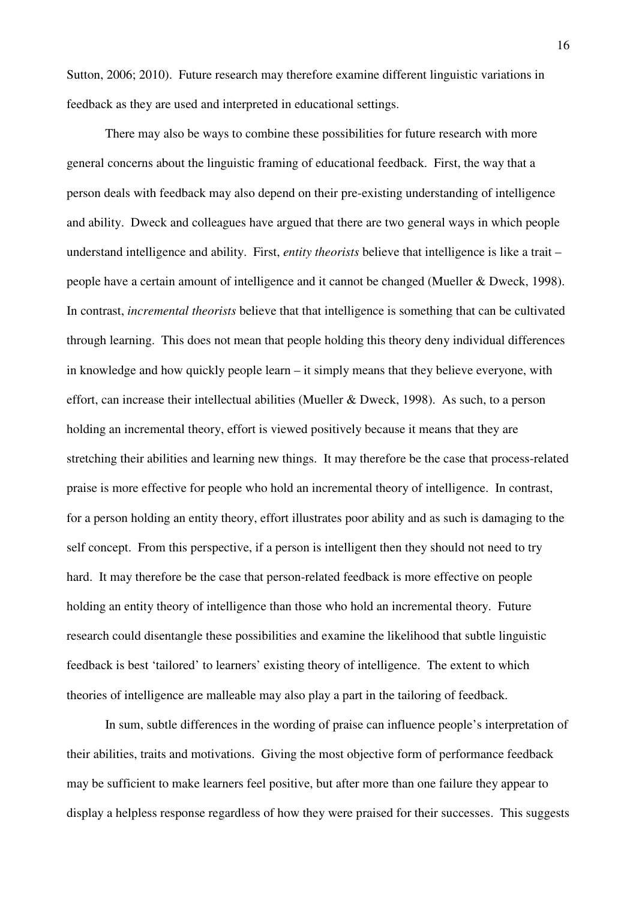Sutton, 2006; 2010). Future research may therefore examine different linguistic variations in feedback as they are used and interpreted in educational settings.

There may also be ways to combine these possibilities for future research with more general concerns about the linguistic framing of educational feedback. First, the way that a person deals with feedback may also depend on their pre-existing understanding of intelligence and ability. Dweck and colleagues have argued that there are two general ways in which people understand intelligence and ability. First, *entity theorists* believe that intelligence is like a trait – people have a certain amount of intelligence and it cannot be changed (Mueller & Dweck, 1998). In contrast, *incremental theorists* believe that that intelligence is something that can be cultivated through learning. This does not mean that people holding this theory deny individual differences in knowledge and how quickly people learn – it simply means that they believe everyone, with effort, can increase their intellectual abilities (Mueller & Dweck, 1998). As such, to a person holding an incremental theory, effort is viewed positively because it means that they are stretching their abilities and learning new things. It may therefore be the case that process-related praise is more effective for people who hold an incremental theory of intelligence. In contrast, for a person holding an entity theory, effort illustrates poor ability and as such is damaging to the self concept. From this perspective, if a person is intelligent then they should not need to try hard. It may therefore be the case that person-related feedback is more effective on people holding an entity theory of intelligence than those who hold an incremental theory. Future research could disentangle these possibilities and examine the likelihood that subtle linguistic feedback is best 'tailored' to learners' existing theory of intelligence. The extent to which theories of intelligence are malleable may also play a part in the tailoring of feedback.

In sum, subtle differences in the wording of praise can influence people's interpretation of their abilities, traits and motivations. Giving the most objective form of performance feedback may be sufficient to make learners feel positive, but after more than one failure they appear to display a helpless response regardless of how they were praised for their successes. This suggests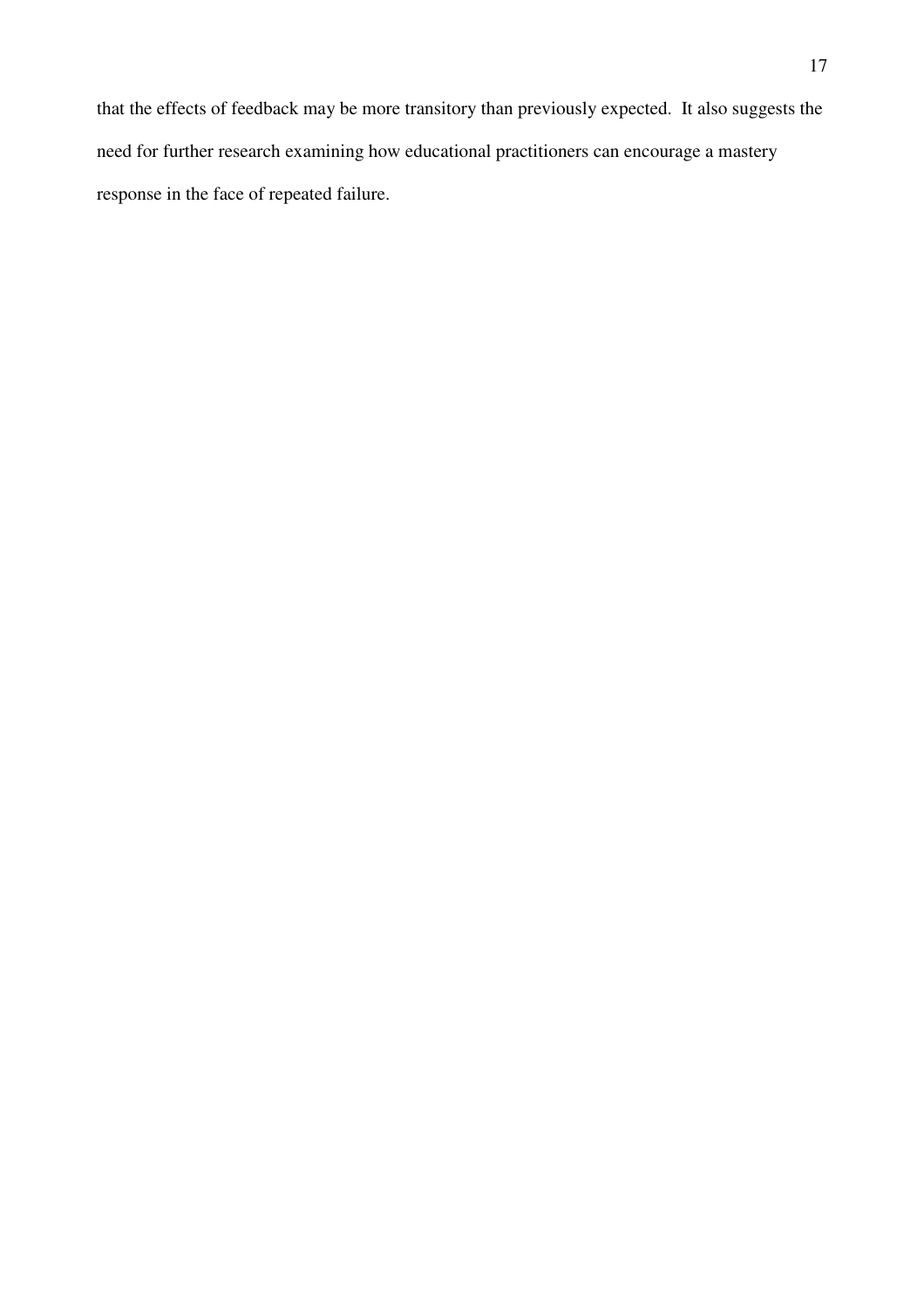that the effects of feedback may be more transitory than previously expected. It also suggests the need for further research examining how educational practitioners can encourage a mastery response in the face of repeated failure.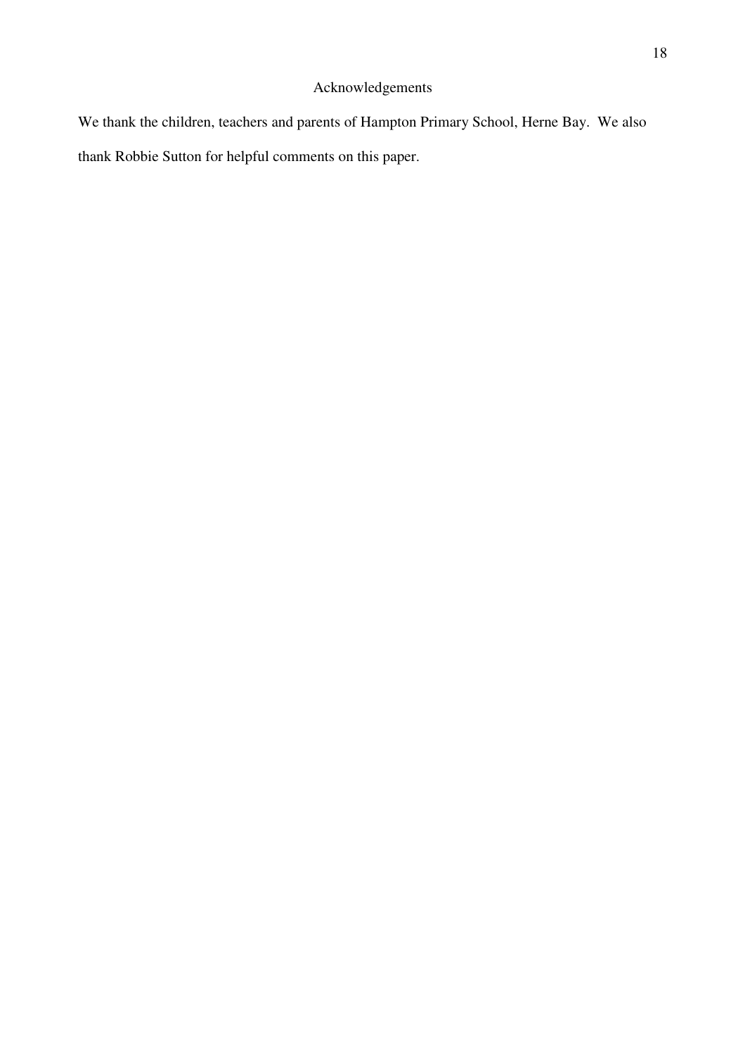## Acknowledgements

We thank the children, teachers and parents of Hampton Primary School, Herne Bay. We also thank Robbie Sutton for helpful comments on this paper.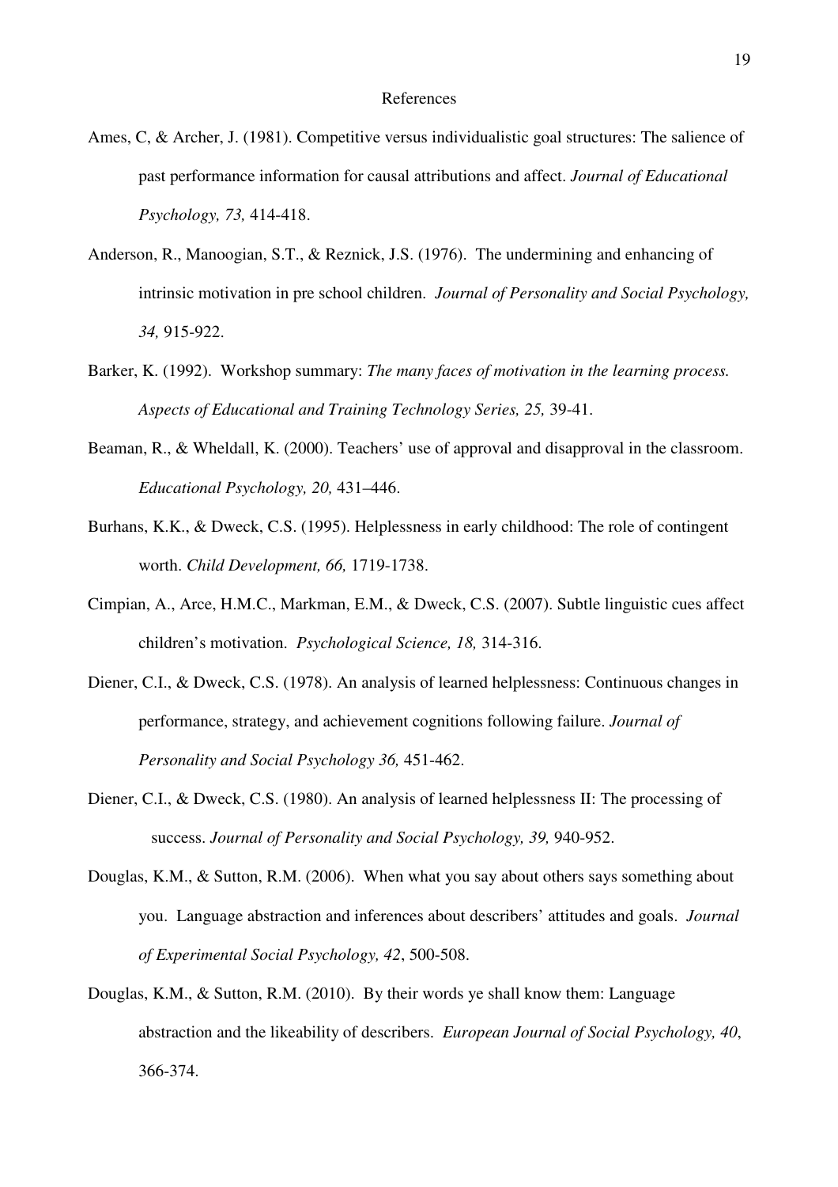References

Ames, C, & Archer, J. (1981). Competitive versus individualistic goal structures: The salience of past performance information for causal attributions and affect. *Journal of Educational Psychology, 73,* 414-418.

Anderson, R., Manoogian, S.T., & Reznick, J.S. (1976). The undermining and enhancing of intrinsic motivation in pre school children. *Journal of Personality and Social Psychology, 34,* 915-922.

Barker, K. (1992). Workshop summary: *The many faces of motivation in the learning process. Aspects of Educational and Training Technology Series, 25,* 39-41.

Beaman, R., & Wheldall, K. (2000). Teachers' use of approval and disapproval in the classroom. *Educational Psychology, 20,* 431–446.

Burhans, K.K., & Dweck, C.S. (1995). Helplessness in early childhood: The role of contingent worth. *Child Development, 66,* 1719-1738.

Cimpian, A., Arce, H.M.C., Markman, E.M., & Dweck, C.S. (2007). Subtle linguistic cues affect children's motivation. *Psychological Science, 18,* 314-316.

Diener, C.I., & Dweck, C.S. (1978). An analysis of learned helplessness: Continuous changes in performance, strategy, and achievement cognitions following failure. *Journal of Personality and Social Psychology 36,* 451-462.

Diener, C.I., & Dweck, C.S. (1980). An analysis of learned helplessness II: The processing of success. *Journal of Personality and Social Psychology, 39,* 940-952.

Douglas, K.M., & Sutton, R.M. (2006). When what you say about others says something about you. Language abstraction and inferences about describers' attitudes and goals. *Journal of Experimental Social Psychology, 42*, 500-508.

Douglas, K.M., & Sutton, R.M. (2010). By their words ye shall know them: Language abstraction and the likeability of describers. *European Journal of Social Psychology, 40*, 366-374.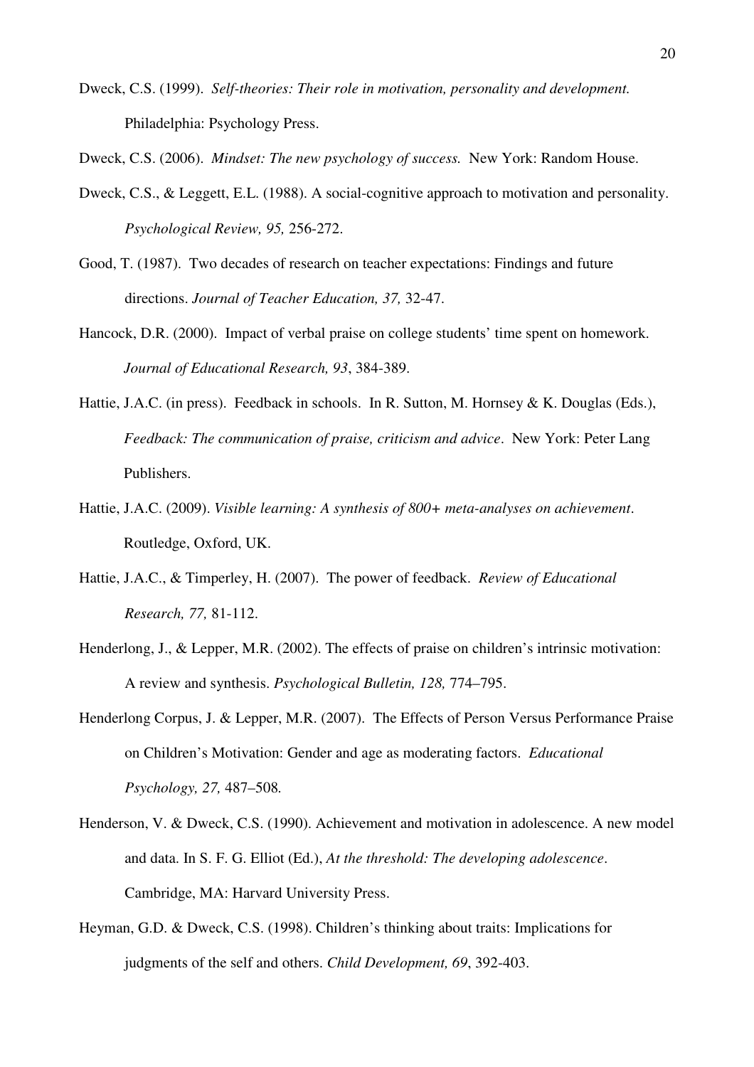Dweck, C.S. (1999). *Self-theories: Their role in motivation, personality and development.* Philadelphia: Psychology Press.

Dweck, C.S. (2006). *Mindset: The new psychology of success.* New York: Random House.

Dweck, C.S., & Leggett, E.L. (1988). A social-cognitive approach to motivation and personality. *Psychological Review, 95,* 256-272.

Good, T. (1987). Two decades of research on teacher expectations: Findings and future directions. *Journal of Teacher Education, 37,* 32-47.

Hancock, D.R. (2000). Impact of verbal praise on college students' time spent on homework. *Journal of Educational Research, 93*, 384-389.

Hattie, J.A.C. (in press). Feedback in schools. In R. Sutton, M. Hornsey & K. Douglas (Eds.), *Feedback: The communication of praise, criticism and advice*. New York: Peter Lang Publishers.

Hattie, J.A.C. (2009). *Visible learning: A synthesis of 800+ meta-analyses on achievement*. Routledge, Oxford, UK.

Hattie, J.A.C., & Timperley, H. (2007). The power of feedback. *Review of Educational Research, 77,* 81-112.

Henderlong, J., & Lepper, M.R. (2002). The effects of praise on children's intrinsic motivation: A review and synthesis. *Psychological Bulletin, 128,* 774–795.

Henderlong Corpus, J. & Lepper, M.R. (2007). The Effects of Person Versus Performance Praise on Children's Motivation: Gender and age as moderating factors. *Educational Psychology, 27,* 487–508.

Henderson, V. & Dweck, C.S. (1990). Achievement and motivation in adolescence. A new model and data. In S. F. G. Elliot (Ed.), *At the threshold: The developing adolescence*. Cambridge, MA: Harvard University Press.

Heyman, G.D. & Dweck, C.S. (1998). Children's thinking about traits: Implications for judgments of the self and others. *Child Development, 69*, 392-403.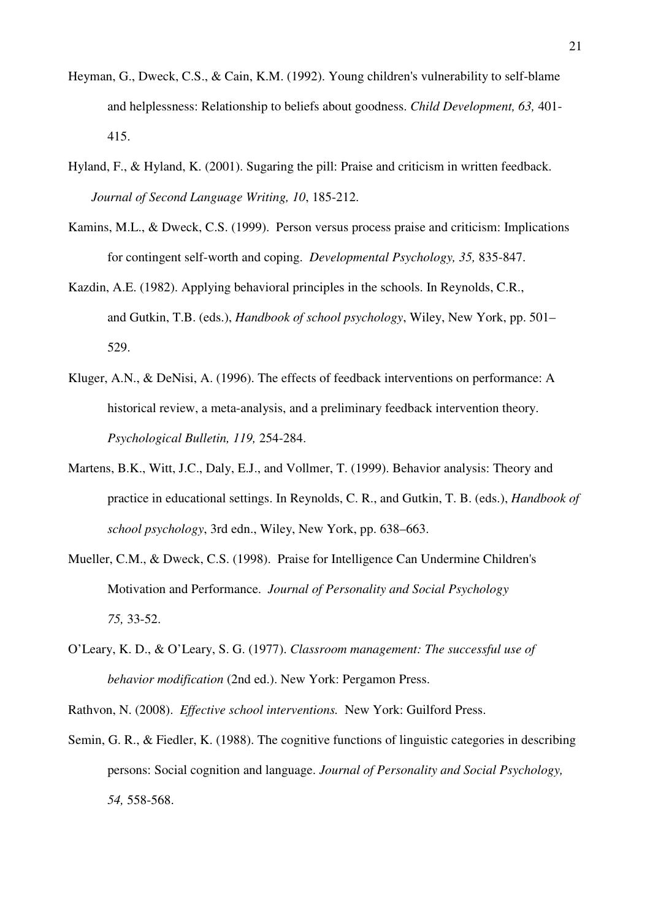Heyman, G., Dweck, C.S., & Cain, K.M. (1992). Young children's vulnerability to self-blame and helplessness: Relationship to beliefs about goodness. *Child Development, 63,* 401-415.

Hyland, F., & Hyland, K. (2001). Sugaring the pill: Praise and criticism in written feedback. *Journal of Second Language Writing, 10*, 185-212.

Kamins, M.L., & Dweck, C.S. (1999). Person versus process praise and criticism: Implications for contingent self-worth and coping. *Developmental Psychology, 35,* 835-847.

Kazdin, A.E. (1982). Applying behavioral principles in the schools. In Reynolds, C.R., and Gutkin, T.B. (eds.), *Handbook of school psychology*, Wiley, New York, pp. 501–529.

Kluger, A.N., & DeNisi, A. (1996). The effects of feedback interventions on performance: A historical review, a meta-analysis, and a preliminary feedback intervention theory. *Psychological Bulletin, 119,* 254-284.

Martens, B.K., Witt, J.C., Daly, E.J., and Vollmer, T. (1999). Behavior analysis: Theory and practice in educational settings. In Reynolds, C. R., and Gutkin, T. B. (eds.), *Handbook of school psychology*, 3rd edn., Wiley, New York, pp. 638–663.

Mueller, C.M., & Dweck, C.S. (1998). Praise for Intelligence Can Undermine Children's Motivation and Performance. *Journal of Personality and Social Psychology 75,* 33-52.

O'Leary, K. D., & O'Leary, S. G. (1977). *Classroom management: The successful use of behavior modification* (2nd ed.). New York: Pergamon Press.

Rathvon, N. (2008). *Effective school interventions.* New York: Guilford Press.

Semin, G. R., & Fiedler, K. (1988). The cognitive functions of linguistic categories in describing persons: Social cognition and language. *Journal of Personality and Social Psychology, 54,* 558-568.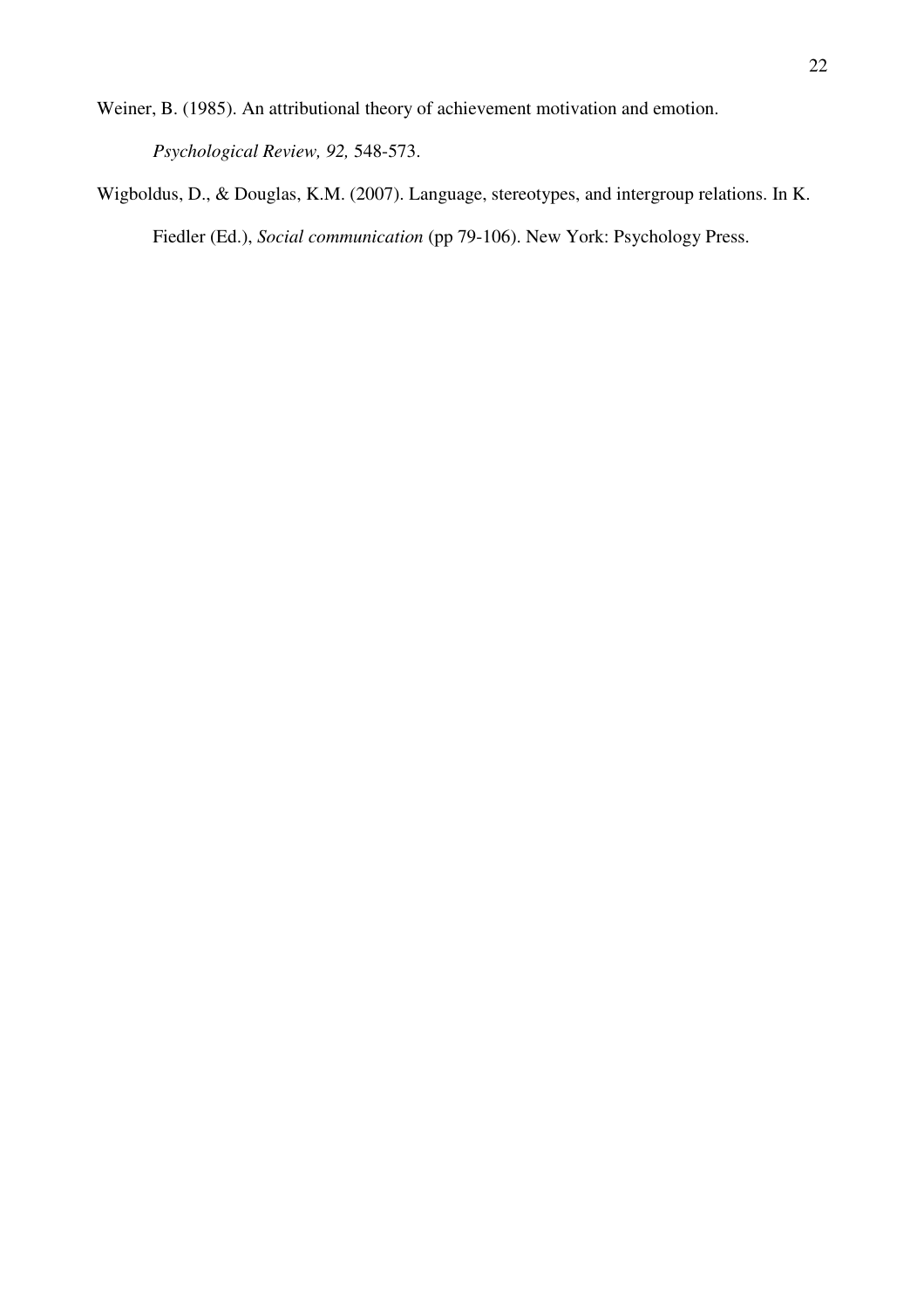Weiner, B. (1985). An attributional theory of achievement motivation and emotion. *Psychological Review, 92,* 548-573.

Wigboldus, D., & Douglas, K.M. (2007). Language, stereotypes, and intergroup relations. In K. Fiedler (Ed.), *Social communication* (pp 79-106). New York: Psychology Press.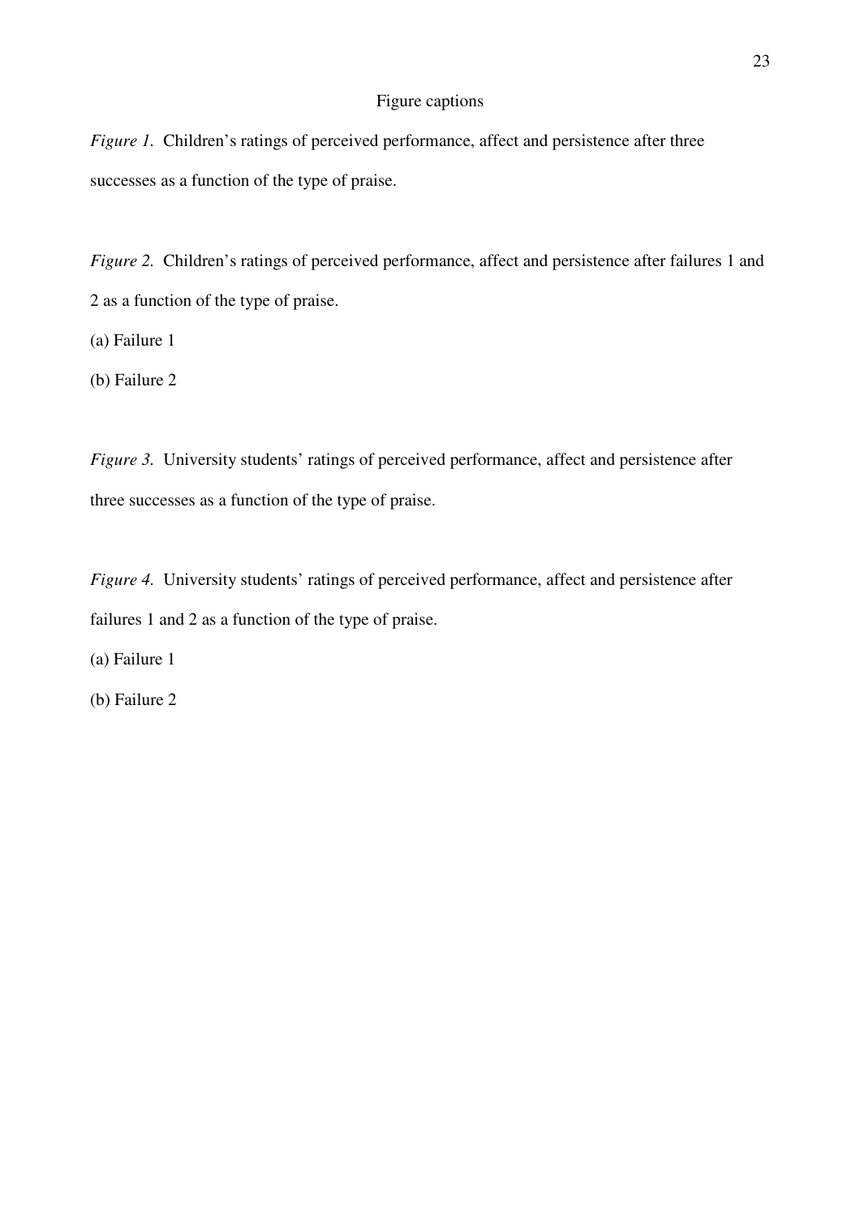# Figure captions

*Figure 1.* Children's ratings of perceived performance, affect and persistence after three successes as a function of the type of praise.

*Figure 2.* Children's ratings of perceived performance, affect and persistence after failures 1 and 2 as a function of the type of praise.

(a) Failure 1

(b) Failure 2

*Figure 3.* University students' ratings of perceived performance, affect and persistence after three successes as a function of the type of praise.

*Figure 4.* University students' ratings of perceived performance, affect and persistence after failures 1 and 2 as a function of the type of praise.

(a) Failure 1

(b) Failure 2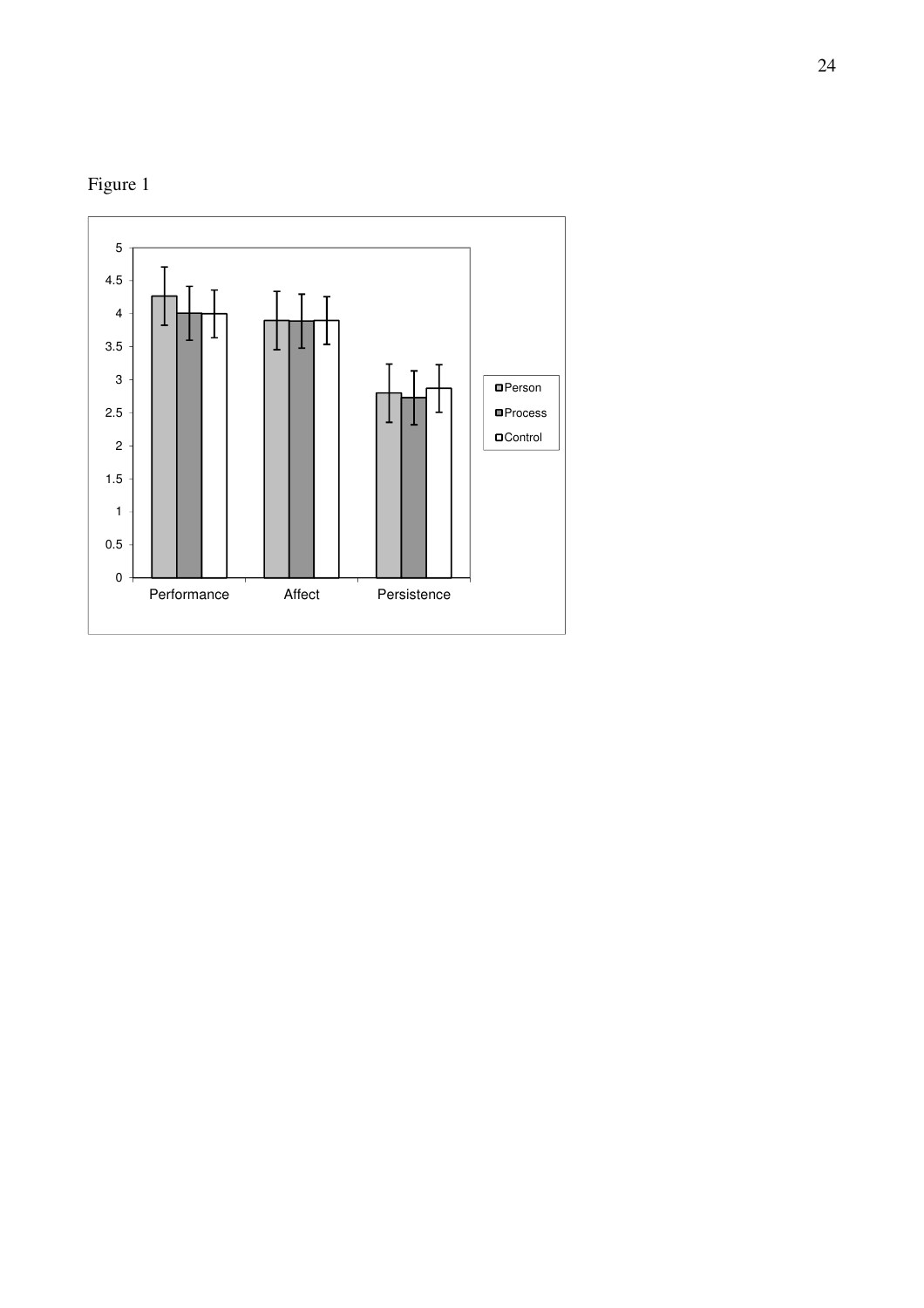Figure 1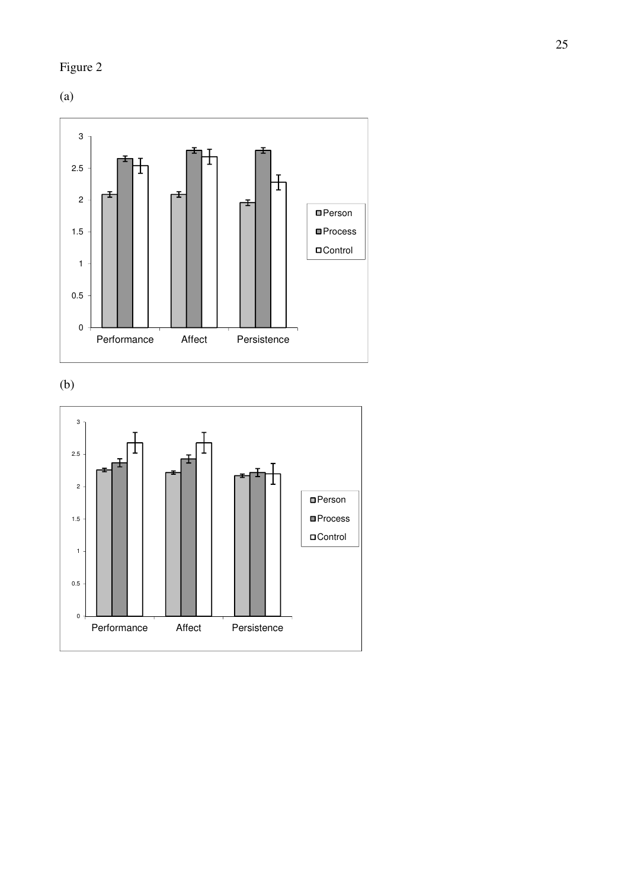Figure 2

(a)

(b)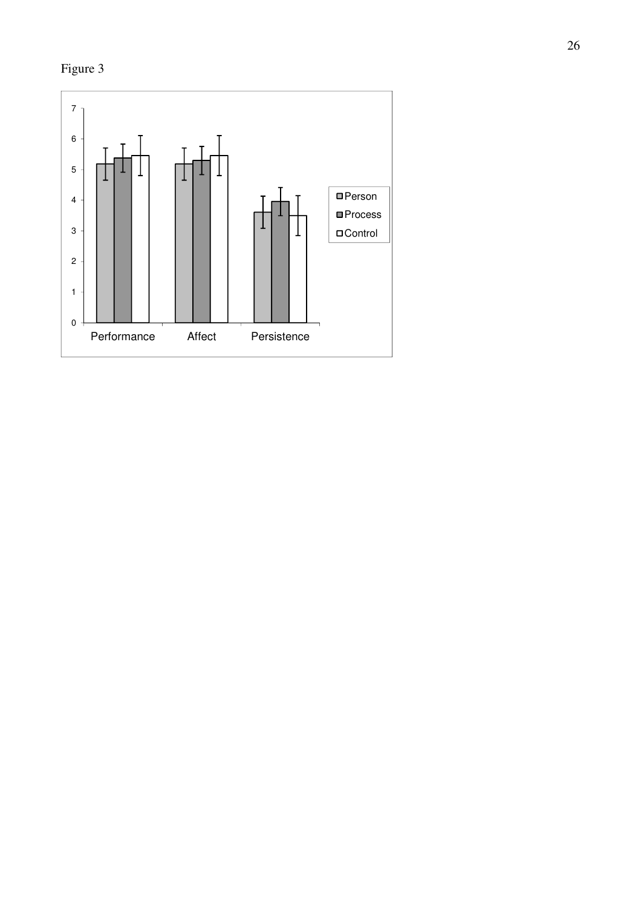Figure 3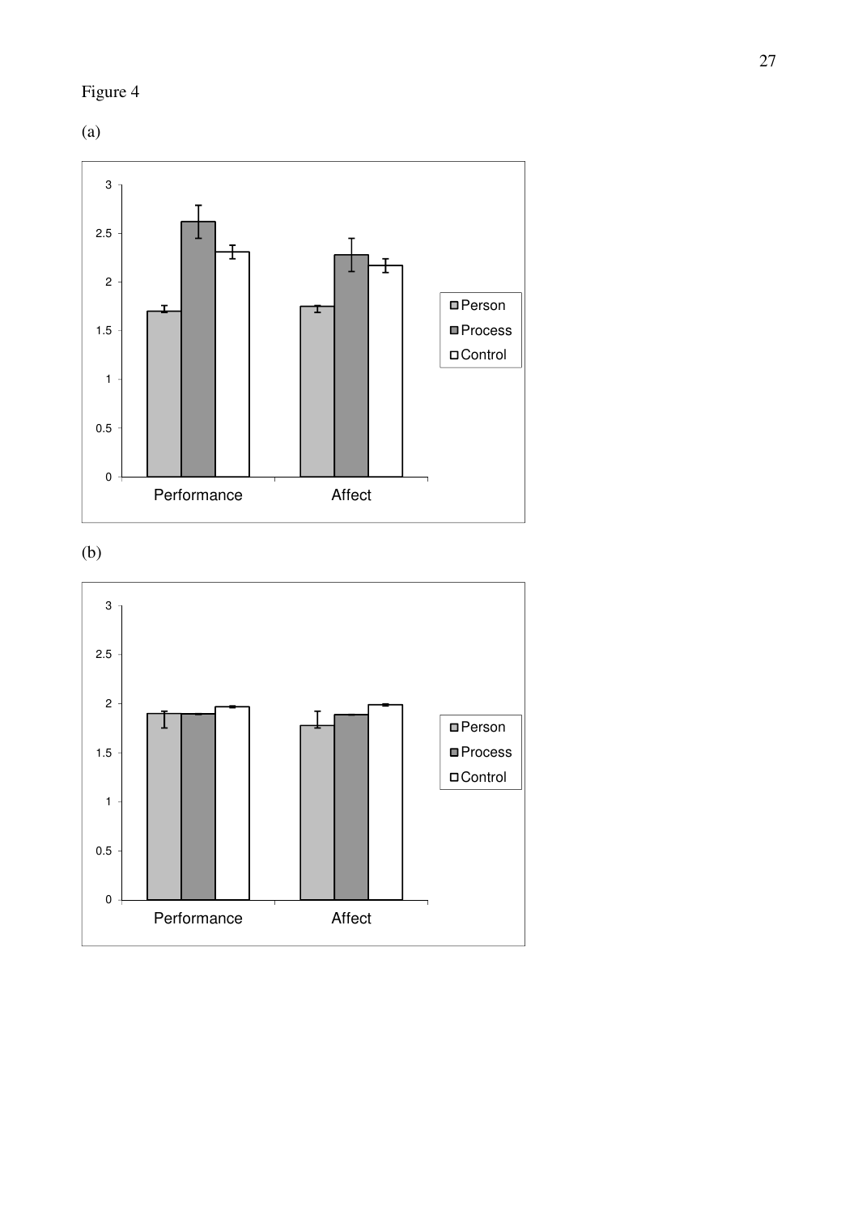Figure 4

(a)

3

2.5

2

1.5

1

0.5

0

Performance

Affect

Person

Process

Control

(b)

3

2.5

2

1.5

1

0.5

0

Performance

Affect

Person

Process

Control